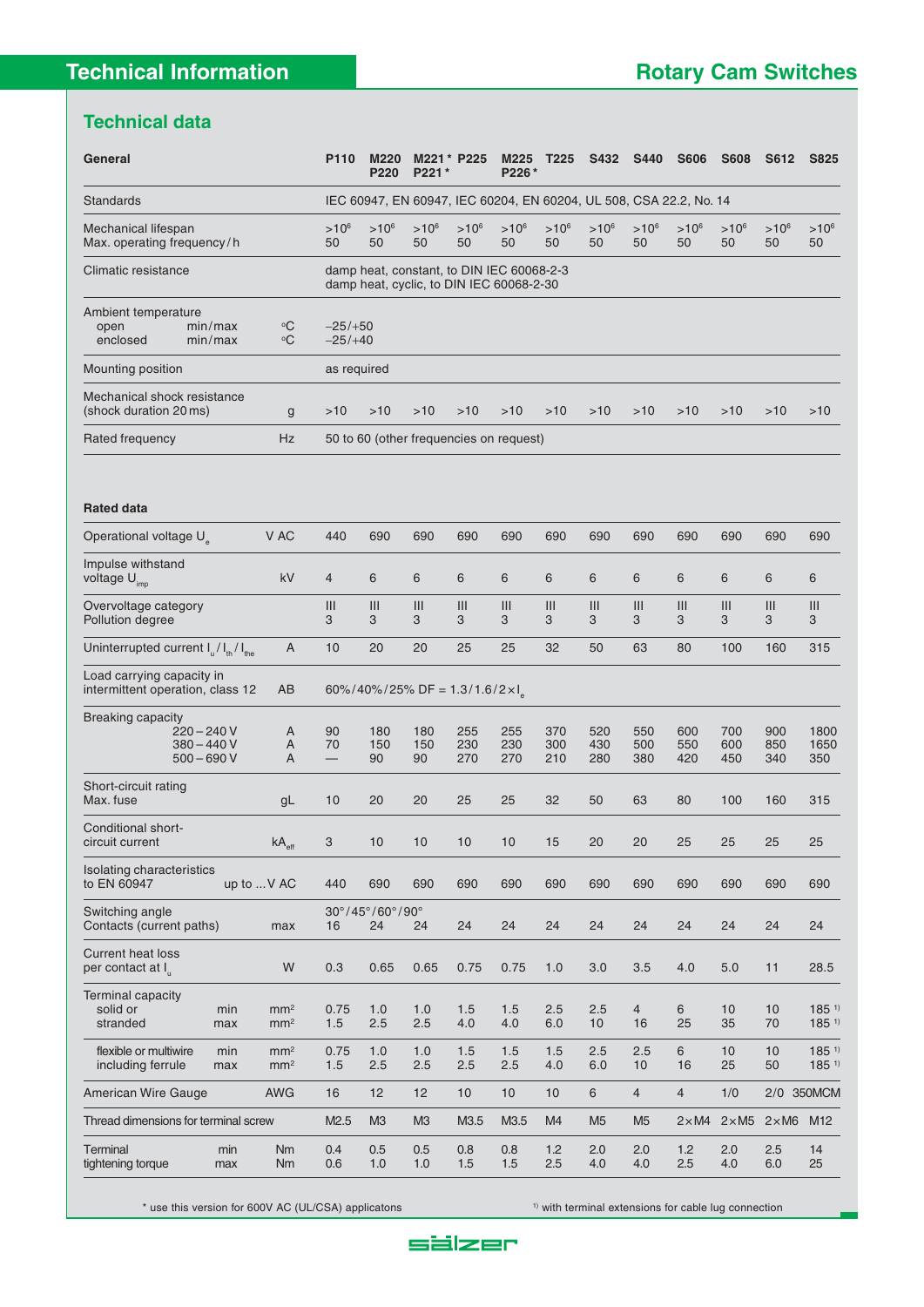## Technical data

| General | | P110 | M220 P220 | M221* P221* | P225 | M225 P226* | T225 | S432 | S440 | S606 | S608 | S612 | S825 |
|---|---|---|---|---|---|---|---|---|---|---|---|---|---|
| Standards | | IEC 60947, EN 60947, IEC 60204, EN 60204, UL 508, CSA 22.2, No. 14 | | | | | | | | | | | |
| Mechanical lifespan<br>Max. operating frequency/h | | $>10^6$<br>50 | $>10^6$<br>50 | $>10^6$<br>50 | $>10^6$<br>50 | $>10^6$<br>50 | $>10^6$<br>50 | $>10^6$<br>50 | $>10^6$<br>50 | $>10^6$<br>50 | $>10^6$<br>50 | $>10^6$<br>50 | $>10^6$<br>50 |
| Climatic resistance | | damp heat, constant, to DIN IEC 60068-2-3<br>damp heat, cyclic, to DIN IEC 60068-2-30 | | | | | | | | | | | |
| Ambient temperature<br>open min/max<br>enclosed min/max | °C<br>°C | −25/+50<br>−25/+40 | | | | | | | | | | | |
| Mounting position | | as required | | | | | | | | | | | |
| Mechanical shock resistance (shock duration 20 ms) | g | >10 | >10 | >10 | >10 | >10 | >10 | >10 | >10 | >10 | >10 | >10 | >10 |
| Rated frequency | Hz | 50 to 60 (other frequencies on request) | | | | | | | | | | | |

| Rated data | | P110 | M220 P220 | M221* P221* | P225 | M225 P226* | T225 | S432 | S440 | S606 | S608 | S612 | S825 |
|---|---|---|---|---|---|---|---|---|---|---|---|---|---|
| Operational voltage $U_e$ | V AC | 440 | 690 | 690 | 690 | 690 | 690 | 690 | 690 | 690 | 690 | 690 | 690 |
| Impulse withstand voltage $U_{imp}$ | kV | 4 | 6 | 6 | 6 | 6 | 6 | 6 | 6 | 6 | 6 | 6 | 6 |
| Overvoltage category<br>Pollution degree | | III<br>3 | III<br>3 | III<br>3 | III<br>3 | III<br>3 | III<br>3 | III<br>3 | III<br>3 | III<br>3 | III<br>3 | III<br>3 | III<br>3 |
| Uninterrupted current $I_u / I_{th} / I_{the}$ | A | 10 | 20 | 20 | 25 | 25 | 32 | 50 | 63 | 80 | 100 | 160 | 315 |
| Load carrying capacity in intermittent operation, class 12 | AB | 60%/40%/25% DF = 1.3/1.6/2× $I_e$ | | | | | | | | | | | |
| Breaking capacity<br>220 – 240 V<br>380 – 440 V<br>500 – 690 V | A<br>A<br>A | 90<br>70<br>— | 180<br>150<br>90 | 180<br>150<br>90 | 255<br>230<br>270 | 255<br>230<br>270 | 370<br>300<br>210 | 520<br>430<br>280 | 550<br>500<br>380 | 600<br>550<br>420 | 700<br>600<br>450 | 900<br>850<br>340 | 1800<br>1650<br>350 |
| Short-circuit rating<br>Max. fuse | gL | 10 | 20 | 20 | 25 | 25 | 32 | 50 | 63 | 80 | 100 | 160 | 315 |
| Conditional short-circuit current | $kA_{eff}$ | 3 | 10 | 10 | 10 | 10 | 15 | 20 | 20 | 25 | 25 | 25 | 25 |
| Isolating characteristics to EN 60947 | up to ...V AC | 440 | 690 | 690 | 690 | 690 | 690 | 690 | 690 | 690 | 690 | 690 | 690 |
| Switching angle<br>Contacts (current paths) | max | 30°/45°/60°/90°<br>16 | 24 | 24 | 24 | 24 | 24 | 24 | 24 | 24 | 24 | 24 | 24 |
| Current heat loss per contact at $I_u$ | W | 0.3 | 0.65 | 0.65 | 0.75 | 0.75 | 1.0 | 3.0 | 3.5 | 4.0 | 5.0 | 11 | 28.5 |
| Terminal capacity<br>solid or min<br>stranded max | mm²<br>mm² | 0.75<br>1.5 | 1.0<br>2.5 | 1.0<br>2.5 | 1.5<br>4.0 | 1.5<br>4.0 | 2.5<br>6.0 | 2.5<br>10 | 4<br>16 | 6<br>25 | 10<br>35 | 10<br>70 | 185 [1)]<br>185 [1)] |
| flexible or multiwire min<br>including ferrule max | mm²<br>mm² | 0.75<br>1.5 | 1.0<br>2.5 | 1.0<br>2.5 | 1.5<br>2.5 | 1.5<br>2.5 | 1.5<br>4.0 | 2.5<br>6.0 | 2.5<br>10 | 6<br>16 | 10<br>25 | 10<br>50 | 185 [1)]<br>185 [1)] |
| American Wire Gauge | AWG | 16 | 12 | 12 | 10 | 10 | 10 | 6 | 4 | 4 | 1/0 | 2/0 | 350MCM |
| Thread dimensions for terminal screw | | M2.5 | M3 | M3 | M3.5 | M3.5 | M4 | M5 | M5 | 2×M4 | 2×M5 | 2×M6 | M12 |
| Terminal min<br>tightening torque max | Nm<br>Nm | 0.4<br>0.6 | 0.5<br>1.0 | 0.5<br>1.0 | 0.8<br>1.5 | 0.8<br>1.5 | 1.2<br>2.5 | 2.0<br>4.0 | 2.0<br>4.0 | 1.2<br>2.5 | 2.0<br>4.0 | 2.5<br>6.0 | 14<br>25 |

\* use this version for 600V AC (UL/CSA) applicatons

[1)] with terminal extensions for cable lug connection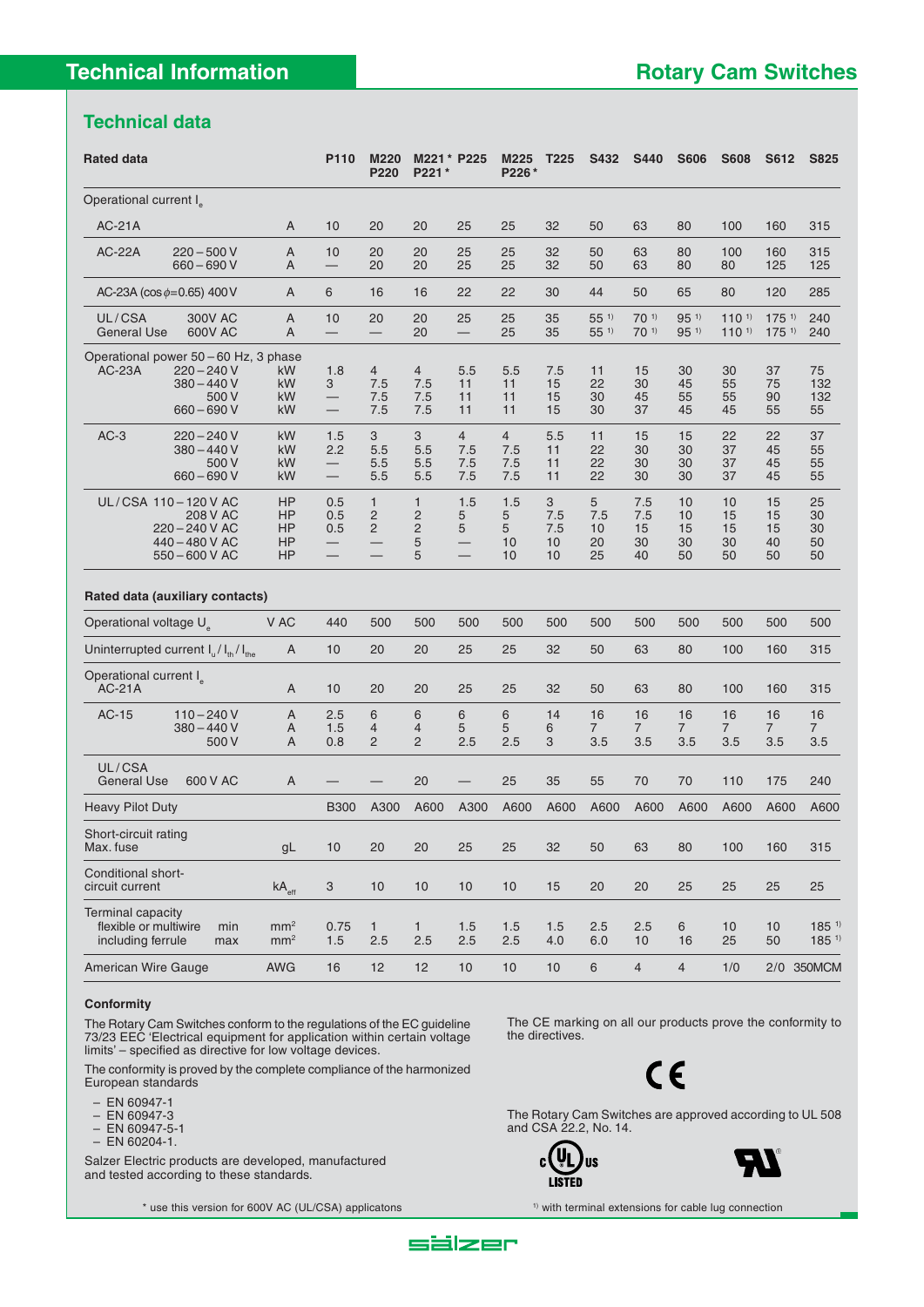## Technical data

| Rated data | | | | P110 | M220 P220 | M221 * P221 * | P225 | M225 P226 * | T225 | S432 | S440 | S606 | S608 | S612 | S825 |
|---|---|---|---|---|---|---|---|---|---|---|---|---|---|---|---|
| Operational current $I_e$ | | | | | | | | | | | | | | | |
| AC-21A | | | A | 10 | 20 | 20 | 25 | 25 | 32 | 50 | 63 | 80 | 100 | 160 | 315 |
| AC-22A | 220 – 500 V | | A | 10 | 20 | 20 | 25 | 25 | 32 | 50 | 63 | 80 | 100 | 160 | 315 |
| | 660 – 690 V | | A | — | 20 | 20 | 25 | 25 | 32 | 50 | 63 | 80 | 80 | 125 | 125 |
| AC-23A (cos $\phi$=0.65) 400 V | | | A | 6 | 16 | 16 | 22 | 22 | 30 | 44 | 50 | 65 | 80 | 120 | 285 |
| UL / CSA General Use | 300V AC | | A | 10 | 20 | 20 | 25 | 25 | 35 | 55 [1] | 70 [1] | 95 [1] | 110 [1] | 175 [1] | 240 |
| | 600V AC | | A | — | — | 20 | — | 25 | 35 | 55 [1] | 70 [1] | 95 [1] | 110 [1] | 175 [1] | 240 |
| Operational power 50 – 60 Hz, 3 phase | | | | | | | | | | | | | | | |
| AC-23A | 220 – 240 V | | kW | 1.8 | 4 | 4 | 5.5 | 5.5 | 7.5 | 11 | 15 | 30 | 30 | 37 | 75 |
| | 380 – 440 V | | kW | 3 | 7.5 | 7.5 | 11 | 11 | 15 | 22 | 30 | 45 | 55 | 75 | 132 |
| | 500 V | | kW | — | 7.5 | 7.5 | 11 | 11 | 15 | 30 | 45 | 55 | 55 | 90 | 132 |
| | 660 – 690 V | | kW | — | 7.5 | 7.5 | 11 | 11 | 15 | 30 | 37 | 45 | 45 | 55 | 55 |
| AC-3 | 220 – 240 V | | kW | 1.5 | 3 | 3 | 4 | 4 | 5.5 | 11 | 15 | 15 | 22 | 22 | 37 |
| | 380 – 440 V | | kW | 2.2 | 5.5 | 5.5 | 7.5 | 7.5 | 11 | 22 | 30 | 30 | 37 | 45 | 55 |
| | 500 V | | kW | — | 5.5 | 5.5 | 7.5 | 7.5 | 11 | 22 | 30 | 30 | 37 | 45 | 55 |
| | 660 – 690 V | | kW | — | 5.5 | 5.5 | 7.5 | 7.5 | 11 | 22 | 30 | 30 | 37 | 45 | 55 |
| UL / CSA | 110 – 120 V AC | | HP | 0.5 | 1 | 1 | 1.5 | 1.5 | 3 | 5 | 7.5 | 10 | 10 | 15 | 25 |
| | 208 V AC | | HP | 0.5 | 2 | 2 | 5 | 5 | 7.5 | 7.5 | 7.5 | 10 | 15 | 15 | 30 |
| | 220 – 240 V AC | | HP | 0.5 | 2 | 2 | 5 | 5 | 7.5 | 10 | 15 | 15 | 15 | 15 | 30 |
| | 440 – 480 V AC | | HP | — | — | 5 | — | 10 | 10 | 20 | 30 | 30 | 30 | 40 | 50 |
| | 550 – 600 V AC | | HP | — | — | 5 | — | 10 | 10 | 25 | 40 | 50 | 50 | 50 | 50 |
| **Rated data (auxiliary contacts)** | | | | | | | | | | | | | | | |
| Operational voltage $U_e$ | | | V AC | 440 | 500 | 500 | 500 | 500 | 500 | 500 | 500 | 500 | 500 | 500 | 500 |
| Uninterrupted current $I_u$ / $I_{th}$ / $I_{the}$ | | | A | 10 | 20 | 20 | 25 | 25 | 32 | 50 | 63 | 80 | 100 | 160 | 315 |
| Operational current $I_e$ AC-21A | | | A | 10 | 20 | 20 | 25 | 25 | 32 | 50 | 63 | 80 | 100 | 160 | 315 |
| AC-15 | 110 – 240 V | | A | 2.5 | 6 | 6 | 6 | 6 | 14 | 16 | 16 | 16 | 16 | 16 | 16 |
| | 380 – 440 V | | A | 1.5 | 4 | 4 | 5 | 5 | 6 | 7 | 7 | 7 | 7 | 7 | 7 |
| | 500 V | | A | 0.8 | 2 | 2 | 2.5 | 2.5 | 3 | 3.5 | 3.5 | 3.5 | 3.5 | 3.5 | 3.5 |
| UL / CSA General Use | 600 V AC | | A | — | — | 20 | — | 25 | 35 | 55 | 70 | 70 | 110 | 175 | 240 |
| Heavy Pilot Duty | | | | B300 | A300 | A600 | A300 | A600 | A600 | A600 | A600 | A600 | A600 | A600 | A600 |
| Short-circuit rating Max. fuse | | | gL | 10 | 20 | 20 | 25 | 25 | 32 | 50 | 63 | 80 | 100 | 160 | 315 |
| Conditional short-circuit current | | | $kA_{eff}$ | 3 | 10 | 10 | 10 | 10 | 15 | 20 | 20 | 25 | 25 | 25 | 25 |
| Terminal capacity flexible or multiwire including ferrule | | min | mm² | 0.75 | 1 | 1 | 1.5 | 1.5 | 1.5 | 2.5 | 2.5 | 6 | 10 | 10 | 185 [1] |
| | | max | mm² | 1.5 | 2.5 | 2.5 | 2.5 | 2.5 | 4.0 | 6.0 | 10 | 16 | 25 | 50 | 185 [1] |
| American Wire Gauge | | | AWG | 16 | 12 | 12 | 10 | 10 | 10 | 6 | 4 | 4 | 1/0 | 2/0 | 350MCM |

### Conformity

The Rotary Cam Switches conform to the regulations of the EC guideline 73/23 EEC 'Electrical equipment for application within certain voltage limits' – specified as directive for low voltage devices.

The conformity is proved by the complete compliance of the harmonized European standards

- EN 60947-1
- EN 60947-3
- EN 60947-5-1
- EN 60204-1.

Salzer Electric products are developed, manufactured and tested according to these standards.

The CE marking on all our products prove the conformity to the directives.

CE

The Rotary Cam Switches are approved according to UL 508 and CSA 22.2, No. 14.

c UL us LISTED

\* use this version for 600V AC (UL/CSA) applicatons

[1] with terminal extensions for cable lug connection